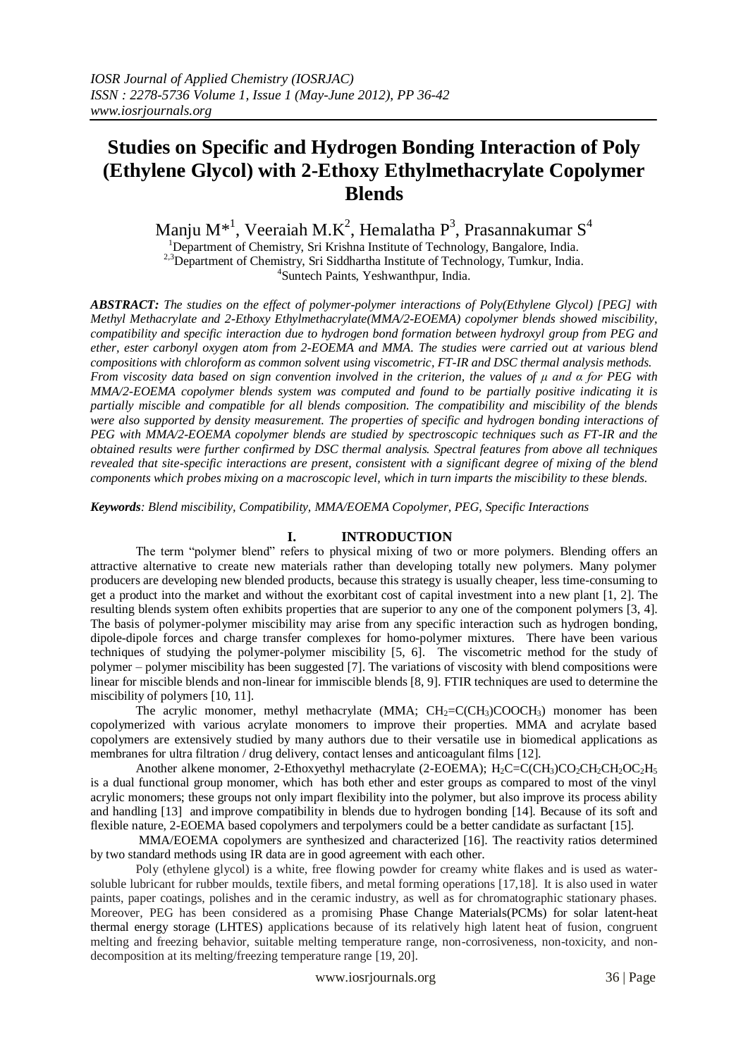# Studies on Specific and Hydrogen Bonding Interaction of Poly (Ethylene Glycol) with 2-Ethoxy Ethylmethacrylate Copolymer Blends

Manju M*[1], Veeraiah M.K[2], Hemalatha P[3], Prasannakumar S[4]

[1]Department of Chemistry, Sri Krishna Institute of Technology, Bangalore, India.
[2,3]Department of Chemistry, Sri Siddhartha Institute of Technology, Tumkur, India.
[4]Suntech Paints, Yeshwanthpur, India.

***ABSTRACT:*** *The studies on the effect of polymer-polymer interactions of Poly(Ethylene Glycol) [PEG] with Methyl Methacrylate and 2-Ethoxy Ethylmethacrylate(MMA/2-EOEMA) copolymer blends showed miscibility, compatibility and specific interaction due to hydrogen bond formation between hydroxyl group from PEG and ether, ester carbonyl oxygen atom from 2-EOEMA and MMA. The studies were carried out at various blend compositions with chloroform as common solvent using viscometric, FT-IR and DSC thermal analysis methods. From viscosity data based on sign convention involved in the criterion, the values of μ and α for PEG with MMA/2-EOEMA copolymer blends system was computed and found to be partially positive indicating it is partially miscible and compatible for all blends composition. The compatibility and miscibility of the blends were also supported by density measurement. The properties of specific and hydrogen bonding interactions of PEG with MMA/2-EOEMA copolymer blends are studied by spectroscopic techniques such as FT-IR and the obtained results were further confirmed by DSC thermal analysis. Spectral features from above all techniques revealed that site-specific interactions are present, consistent with a significant degree of mixing of the blend components which probes mixing on a macroscopic level, which in turn imparts the miscibility to these blends.*

***Keywords****: Blend miscibility, Compatibility, MMA/EOEMA Copolymer, PEG, Specific Interactions*

## I. INTRODUCTION

The term "polymer blend" refers to physical mixing of two or more polymers. Blending offers an attractive alternative to create new materials rather than developing totally new polymers. Many polymer producers are developing new blended products, because this strategy is usually cheaper, less time-consuming to get a product into the market and without the exorbitant cost of capital investment into a new plant [1, 2]. The resulting blends system often exhibits properties that are superior to any one of the component polymers [3, 4]. The basis of polymer-polymer miscibility may arise from any specific interaction such as hydrogen bonding, dipole-dipole forces and charge transfer complexes for homo-polymer mixtures. There have been various techniques of studying the polymer-polymer miscibility [5, 6]. The viscometric method for the study of polymer – polymer miscibility has been suggested [7]. The variations of viscosity with blend compositions were linear for miscible blends and non-linear for immiscible blends [8, 9]. FTIR techniques are used to determine the miscibility of polymers [10, 11].

The acrylic monomer, methyl methacrylate (MMA; $CH_2=C(CH_3)COOCH_3$) monomer has been copolymerized with various acrylate monomers to improve their properties. MMA and acrylate based copolymers are extensively studied by many authors due to their versatile use in biomedical applications as membranes for ultra filtration / drug delivery, contact lenses and anticoagulant films [12].

Another alkene monomer, 2-Ethoxyethyl methacrylate (2-EOEMA); $H_2C=C(CH_3)CO_2CH_2CH_2OC_2H_5$ is a dual functional group monomer, which has both ether and ester groups as compared to most of the vinyl acrylic monomers; these groups not only impart flexibility into the polymer, but also improve its process ability and handling [13] and improve compatibility in blends due to hydrogen bonding [14]. Because of its soft and flexible nature, 2-EOEMA based copolymers and terpolymers could be a better candidate as surfactant [15].

MMA/EOEMA copolymers are synthesized and characterized [16]. The reactivity ratios determined by two standard methods using IR data are in good agreement with each other.

Poly (ethylene glycol) is a white, free flowing powder for creamy white flakes and is used as water-soluble lubricant for rubber moulds, textile fibers, and metal forming operations [17,18]. It is also used in water paints, paper coatings, polishes and in the ceramic industry, as well as for chromatographic stationary phases. Moreover, PEG has been considered as a promising Phase Change Materials(PCMs) for solar latent-heat thermal energy storage (LHTES) applications because of its relatively high latent heat of fusion, congruent melting and freezing behavior, suitable melting temperature range, non-corrosiveness, non-toxicity, and non-decomposition at its melting/freezing temperature range [19, 20].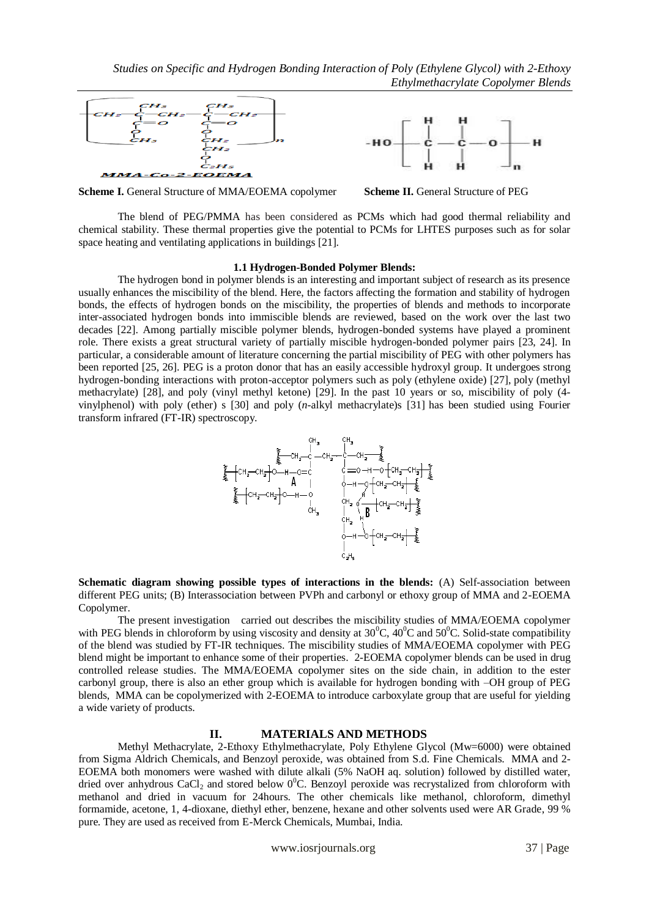**Scheme I.** General Structure of MMA/EOEMA copolymer

**Scheme II.** General Structure of PEG

The blend of PEG/PMMA has been considered as PCMs which had good thermal reliability and chemical stability. These thermal properties give the potential to PCMs for LHTES purposes such as for solar space heating and ventilating applications in buildings [21].

### 1.1 Hydrogen-Bonded Polymer Blends:

The hydrogen bond in polymer blends is an interesting and important subject of research as its presence usually enhances the miscibility of the blend. Here, the factors affecting the formation and stability of hydrogen bonds, the effects of hydrogen bonds on the miscibility, the properties of blends and methods to incorporate inter-associated hydrogen bonds into immiscible blends are reviewed, based on the work over the last two decades [22]. Among partially miscible polymer blends, hydrogen-bonded systems have played a prominent role. There exists a great structural variety of partially miscible hydrogen-bonded polymer pairs [23, 24]. In particular, a considerable amount of literature concerning the partial miscibility of PEG with other polymers has been reported [25, 26]. PEG is a proton donor that has an easily accessible hydroxyl group. It undergoes strong hydrogen-bonding interactions with proton-acceptor polymers such as poly (ethylene oxide) [27], poly (methyl methacrylate) [28], and poly (vinyl methyl ketone) [29]. In the past 10 years or so, miscibility of poly (4-vinylphenol) with poly (ether) s [30] and poly (*n*-alkyl methacrylate)s [31] has been studied using Fourier transform infrared (FT-IR) spectroscopy.

**Schematic diagram showing possible types of interactions in the blends:** (A) Self-association between different PEG units; (B) Interassociation between PVPh and carbonyl or ethoxy group of MMA and 2-EOEMA Copolymer.

The present investigation carried out describes the miscibility studies of MMA/EOEMA copolymer with PEG blends in chloroform by using viscosity and density at $30^0$C, $40^0$C and $50^0$C. Solid-state compatibility of the blend was studied by FT-IR techniques. The miscibility studies of MMA/EOEMA copolymer with PEG blend might be important to enhance some of their properties. 2-EOEMA copolymer blends can be used in drug controlled release studies. The MMA/EOEMA copolymer sites on the side chain, in addition to the ester carbonyl group, there is also an ether group which is available for hydrogen bonding with –OH group of PEG blends, MMA can be copolymerized with 2-EOEMA to introduce carboxylate group that are useful for yielding a wide variety of products.

## II. MATERIALS AND METHODS

Methyl Methacrylate, 2-Ethoxy Ethylmethacrylate, Poly Ethylene Glycol (Mw=6000) were obtained from Sigma Aldrich Chemicals, and Benzoyl peroxide, was obtained from S.d. Fine Chemicals. MMA and 2-EOEMA both monomers were washed with dilute alkali (5% NaOH aq. solution) followed by distilled water, dried over anhydrous $CaCl_2$ and stored below $0^0$C. Benzoyl peroxide was recrystalized from chloroform with methanol and dried in vacuum for 24hours. The other chemicals like methanol, chloroform, dimethyl formamide, acetone, 1, 4-dioxane, diethyl ether, benzene, hexane and other solvents used were AR Grade, 99 % pure. They are used as received from E-Merck Chemicals, Mumbai, India.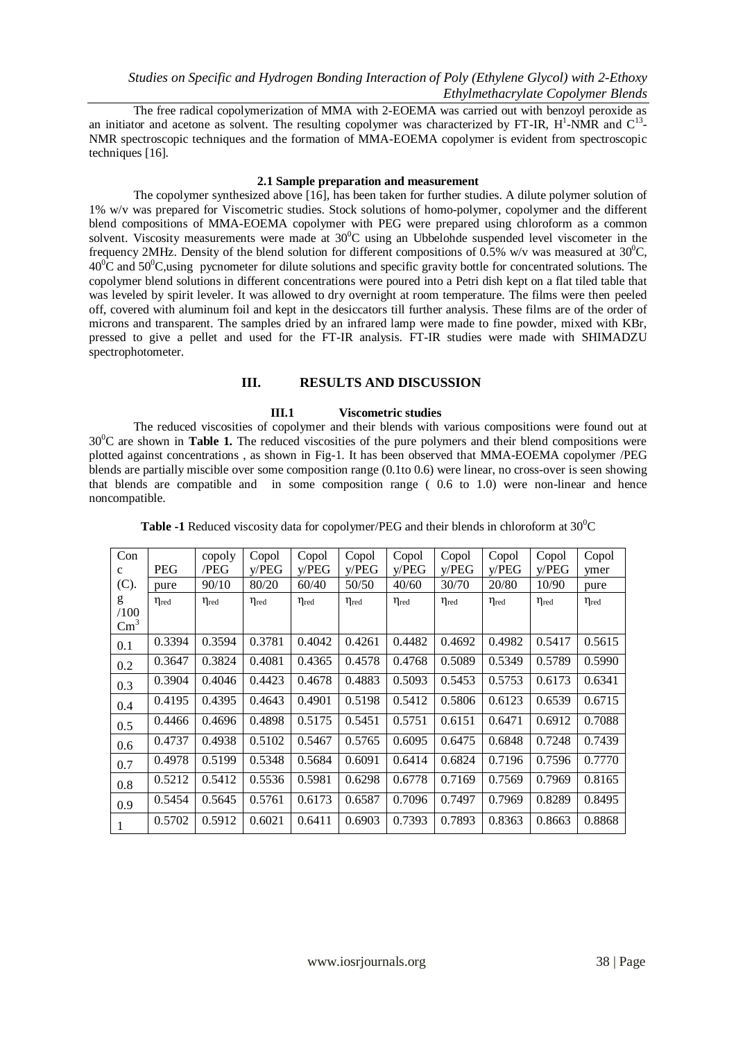The free radical copolymerization of MMA with 2-EOEMA was carried out with benzoyl peroxide as an initiator and acetone as solvent. The resulting copolymer was characterized by FT-IR, $H^1$-NMR and $C^{13}$-NMR spectroscopic techniques and the formation of MMA-EOEMA copolymer is evident from spectroscopic techniques [16].

### 2.1 Sample preparation and measurement

The copolymer synthesized above [16], has been taken for further studies. A dilute polymer solution of 1% w/v was prepared for Viscometric studies. Stock solutions of homo-polymer, copolymer and the different blend compositions of MMA-EOEMA copolymer with PEG were prepared using chloroform as a common solvent. Viscosity measurements were made at $30^0$C using an Ubbelohde suspended level viscometer in the frequency 2MHz. Density of the blend solution for different compositions of 0.5% w/v was measured at $30^0$C, $40^0$C and $50^0$C,using pycnometer for dilute solutions and specific gravity bottle for concentrated solutions. The copolymer blend solutions in different concentrations were poured into a Petri dish kept on a flat tiled table that was leveled by spirit leveler. It was allowed to dry overnight at room temperature. The films were then peeled off, covered with aluminum foil and kept in the desiccators till further analysis. These films are of the order of microns and transparent. The samples dried by an infrared lamp were made to fine powder, mixed with KBr, pressed to give a pellet and used for the FT-IR analysis. FT-IR studies were made with SHIMADZU spectrophotometer.

## III. RESULTS AND DISCUSSION

### III.1 Viscometric studies

The reduced viscosities of copolymer and their blends with various compositions were found out at $30^0$C are shown in **Table 1.** The reduced viscosities of the pure polymers and their blend compositions were plotted against concentrations , as shown in Fig-1. It has been observed that MMA-EOEMA copolymer /PEG blends are partially miscible over some composition range (0.1to 0.6) were linear, no cross-over is seen showing that blends are compatible and in some composition range ( 0.6 to 1.0) were non-linear and hence noncompatible.

**Table -1** Reduced viscosity data for copolymer/PEG and their blends in chloroform at $30^0$C

| Conc (C). g /100 $Cm^3$ | PEG pure $\eta_{red}$ | copoly /PEG 90/10 $\eta_{red}$ | Copoly/PEG 80/20 $\eta_{red}$ | Copoly/PEG 60/40 $\eta_{red}$ | Copoly/PEG 50/50 $\eta_{red}$ | Copoly/PEG 40/60 $\eta_{red}$ | Copoly/PEG 30/70 $\eta_{red}$ | Copoly/PEG 20/80 $\eta_{red}$ | Copoly/PEG 10/90 $\eta_{red}$ | Copolymer pure $\eta_{red}$ |
|---|---|---|---|---|---|---|---|---|---|---|
| 0.1 | 0.3394 | 0.3594 | 0.3781 | 0.4042 | 0.4261 | 0.4482 | 0.4692 | 0.4982 | 0.5417 | 0.5615 |
| 0.2 | 0.3647 | 0.3824 | 0.4081 | 0.4365 | 0.4578 | 0.4768 | 0.5089 | 0.5349 | 0.5789 | 0.5990 |
| 0.3 | 0.3904 | 0.4046 | 0.4423 | 0.4678 | 0.4883 | 0.5093 | 0.5453 | 0.5753 | 0.6173 | 0.6341 |
| 0.4 | 0.4195 | 0.4395 | 0.4643 | 0.4901 | 0.5198 | 0.5412 | 0.5806 | 0.6123 | 0.6539 | 0.6715 |
| 0.5 | 0.4466 | 0.4696 | 0.4898 | 0.5175 | 0.5451 | 0.5751 | 0.6151 | 0.6471 | 0.6912 | 0.7088 |
| 0.6 | 0.4737 | 0.4938 | 0.5102 | 0.5467 | 0.5765 | 0.6095 | 0.6475 | 0.6848 | 0.7248 | 0.7439 |
| 0.7 | 0.4978 | 0.5199 | 0.5348 | 0.5684 | 0.6091 | 0.6414 | 0.6824 | 0.7196 | 0.7596 | 0.7770 |
| 0.8 | 0.5212 | 0.5412 | 0.5536 | 0.5981 | 0.6298 | 0.6778 | 0.7169 | 0.7569 | 0.7969 | 0.8165 |
| 0.9 | 0.5454 | 0.5645 | 0.5761 | 0.6173 | 0.6587 | 0.7096 | 0.7497 | 0.7969 | 0.8289 | 0.8495 |
| 1 | 0.5702 | 0.5912 | 0.6021 | 0.6411 | 0.6903 | 0.7393 | 0.7893 | 0.8363 | 0.8663 | 0.8868 |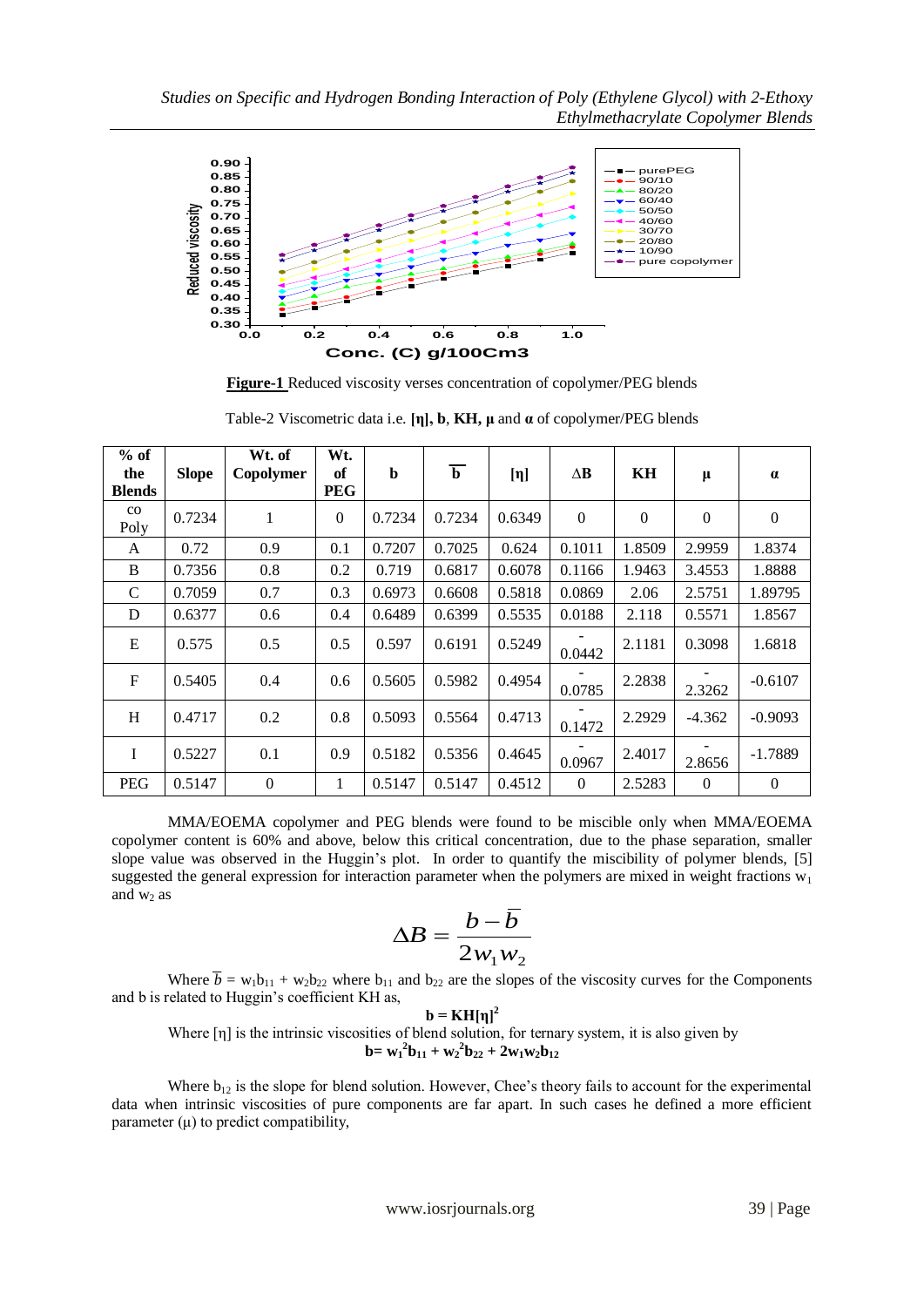**Figure-1** Reduced viscosity verses concentration of copolymer/PEG blends

Table-2 Viscometric data i.e. **[η], b**, **KH, μ** and **α** of copolymer/PEG blends

| % of the Blends | Slope | Wt. of Copolymer | Wt. of PEG | b | $\overline{b}$ | [η] | ΔB | KH | μ | α |
|---|---|---|---|---|---|---|---|---|---|---|
| co Poly | 0.7234 | 1 | 0 | 0.7234 | 0.7234 | 0.6349 | 0 | 0 | 0 | 0 |
| A | 0.72 | 0.9 | 0.1 | 0.7207 | 0.7025 | 0.624 | 0.1011 | 1.8509 | 2.9959 | 1.8374 |
| B | 0.7356 | 0.8 | 0.2 | 0.719 | 0.6817 | 0.6078 | 0.1166 | 1.9463 | 3.4553 | 1.8888 |
| C | 0.7059 | 0.7 | 0.3 | 0.6973 | 0.6608 | 0.5818 | 0.0869 | 2.06 | 2.5751 | 1.89795 |
| D | 0.6377 | 0.6 | 0.4 | 0.6489 | 0.6399 | 0.5535 | 0.0188 | 2.118 | 0.5571 | 1.8567 |
| E | 0.575 | 0.5 | 0.5 | 0.597 | 0.6191 | 0.5249 | -0.0442 | 2.1181 | 0.3098 | 1.6818 |
| F | 0.5405 | 0.4 | 0.6 | 0.5605 | 0.5982 | 0.4954 | -0.0785 | 2.2838 | -2.3262 | -0.6107 |
| H | 0.4717 | 0.2 | 0.8 | 0.5093 | 0.5564 | 0.4713 | -0.1472 | 2.2929 | -4.362 | -0.9093 |
| I | 0.5227 | 0.1 | 0.9 | 0.5182 | 0.5356 | 0.4645 | -0.0967 | 2.4017 | -2.8656 | -1.7889 |
| PEG | 0.5147 | 0 | 1 | 0.5147 | 0.5147 | 0.4512 | 0 | 2.5283 | 0 | 0 |

MMA/EOEMA copolymer and PEG blends were found to be miscible only when MMA/EOEMA copolymer content is 60% and above, below this critical concentration, due to the phase separation, smaller slope value was observed in the Huggin's plot. In order to quantify the miscibility of polymer blends, [5] suggested the general expression for interaction parameter when the polymers are mixed in weight fractions $w_1$ and $w_2$ as

$$\Delta B = \frac{b - \overline{b}}{2 w_1 w_2}$$

Where $\overline{b} = w_1 b_{11} + w_2 b_{22}$ where $b_{11}$ and $b_{22}$ are the slopes of the viscosity curves for the Components and b is related to Huggin's coefficient KH as,

$$\mathbf{b = KH[\eta]^2}$$

Where [η] is the intrinsic viscosities of blend solution, for ternary system, it is also given by

$$\mathbf{b = w_1^2 b_{11} + w_2^2 b_{22} + 2 w_1 w_2 b_{12}}$$

Where $b_{12}$ is the slope for blend solution. However, Chee's theory fails to account for the experimental data when intrinsic viscosities of pure components are far apart. In such cases he defined a more efficient parameter (μ) to predict compatibility,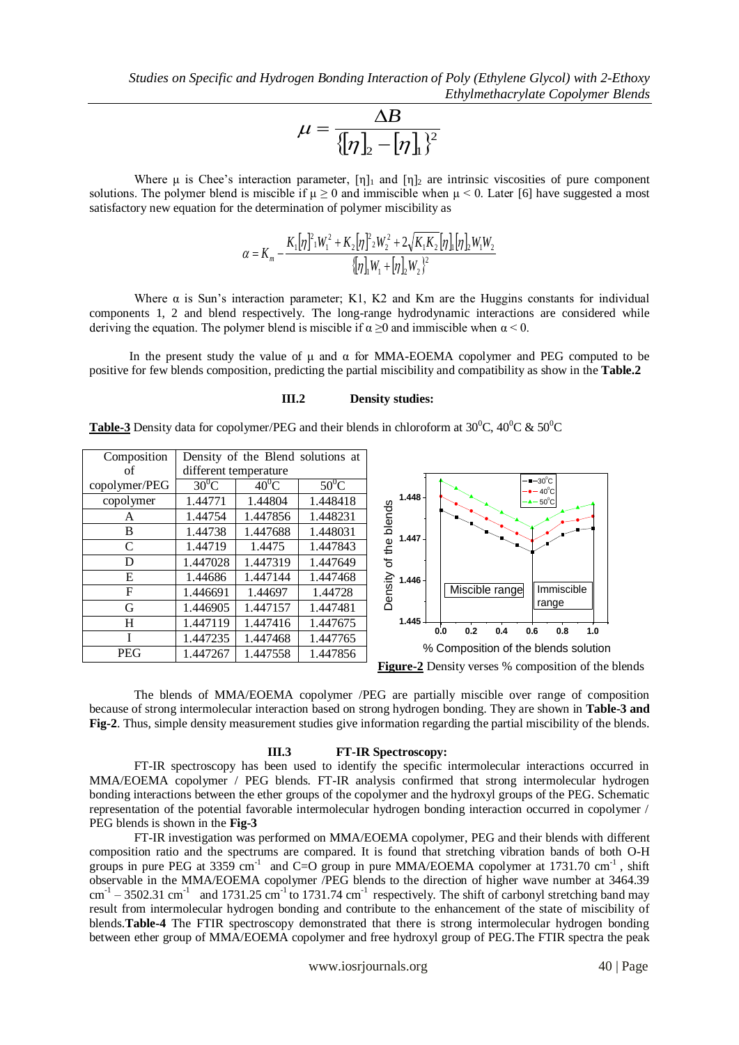$$\mu = \frac{\Delta B}{\{[\eta]_2 - [\eta]_1\}^2}$$

Where μ is Chee's interaction parameter, $[\eta]_1$ and $[\eta]_2$ are intrinsic viscosities of pure component solutions. The polymer blend is miscible if $\mu \geq 0$ and immiscible when $\mu < 0$. Later [6] have suggested a most satisfactory new equation for the determination of polymer miscibility as

$$\alpha = K_m - \frac{K_1[\eta]_1^2 W_1^2 + K_2[\eta]_2^2 W_2^2 + 2\sqrt{K_1K_2}[\eta]_1[\eta]_2 W_1 W_2}{\{[\eta]_1 W_1 + [\eta]_2 W_2\}^2}$$

Where α is Sun's interaction parameter; K1, K2 and Km are the Huggins constants for individual components 1, 2 and blend respectively. The long-range hydrodynamic interactions are considered while deriving the equation. The polymer blend is miscible if $\alpha \geq 0$ and immiscible when $\alpha < 0$.

In the present study the value of μ and α for MMA-EOEMA copolymer and PEG computed to be positive for few blends composition, predicting the partial miscibility and compatibility as show in the **Table.2**

### III.2 Density studies:

**Table-3** Density data for copolymer/PEG and their blends in chloroform at $30^0$C, $40^0$C & $50^0$C

| Composition of copolymer/PEG | Density of the Blend solutions at different temperature | | |
|---|---|---|---|
| | $30^0$C | $40^0$C | $50^0$C |
| copolymer | 1.44771 | 1.44804 | 1.448418 |
| A | 1.44754 | 1.447856 | 1.448231 |
| B | 1.44738 | 1.447688 | 1.448031 |
| C | 1.44719 | 1.4475 | 1.447843 |
| D | 1.447028 | 1.447319 | 1.447649 |
| E | 1.44686 | 1.447144 | 1.447468 |
| F | 1.446691 | 1.44697 | 1.44728 |
| G | 1.446905 | 1.447157 | 1.447481 |
| H | 1.447119 | 1.447416 | 1.447675 |
| I | 1.447235 | 1.447468 | 1.447765 |
| PEG | 1.447267 | 1.447558 | 1.447856 |

**Figure-2** Density verses % composition of the blends

The blends of MMA/EOEMA copolymer /PEG are partially miscible over range of composition because of strong intermolecular interaction based on strong hydrogen bonding. They are shown in **Table-3 and Fig-2**. Thus, simple density measurement studies give information regarding the partial miscibility of the blends.

### III.3 FT-IR Spectroscopy:

FT-IR spectroscopy has been used to identify the specific intermolecular interactions occurred in MMA/EOEMA copolymer / PEG blends. FT-IR analysis confirmed that strong intermolecular hydrogen bonding interactions between the ether groups of the copolymer and the hydroxyl groups of the PEG. Schematic representation of the potential favorable intermolecular hydrogen bonding interaction occurred in copolymer / PEG blends is shown in the **Fig-3**

FT-IR investigation was performed on MMA/EOEMA copolymer, PEG and their blends with different composition ratio and the spectrums are compared. It is found that stretching vibration bands of both O-H groups in pure PEG at 3359 $cm^{-1}$ and C=O group in pure MMA/EOEMA copolymer at 1731.70 $cm^{-1}$, shift observable in the MMA/EOEMA copolymer /PEG blends to the direction of higher wave number at 3464.39 $cm^{-1}$ – 3502.31 $cm^{-1}$ and 1731.25 $cm^{-1}$ to 1731.74 $cm^{-1}$ respectively. The shift of carbonyl stretching band may result from intermolecular hydrogen bonding and contribute to the enhancement of the state of miscibility of blends.**Table-4** The FTIR spectroscopy demonstrated that there is strong intermolecular hydrogen bonding between ether group of MMA/EOEMA copolymer and free hydroxyl group of PEG.The FTIR spectra the peak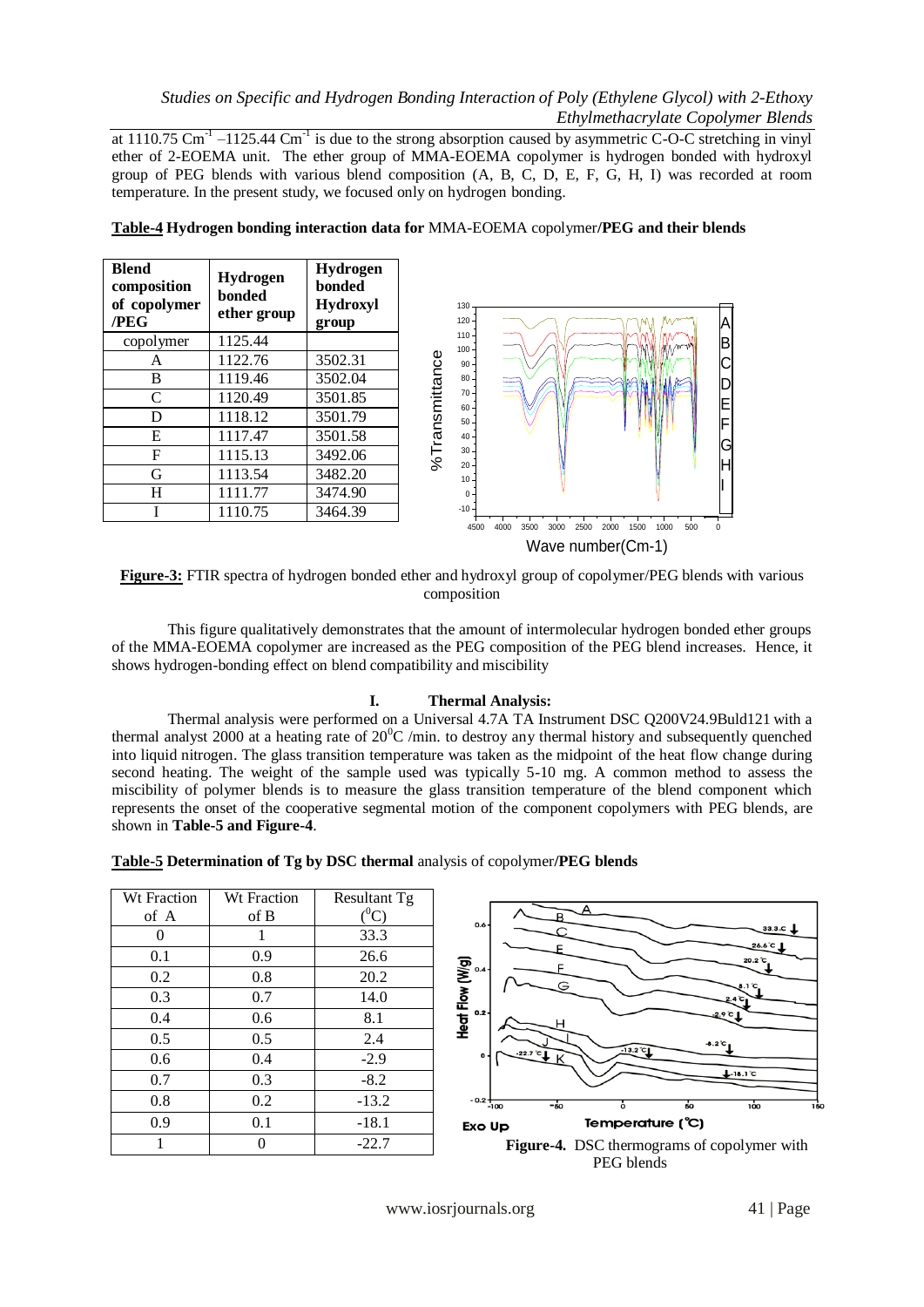at 1110.75 $Cm^{-1}$ –1125.44 $Cm^{-1}$ is due to the strong absorption caused by asymmetric C-O-C stretching in vinyl ether of 2-EOEMA unit. The ether group of MMA-EOEMA copolymer is hydrogen bonded with hydroxyl group of PEG blends with various blend composition (A, B, C, D, E, F, G, H, I) was recorded at room temperature. In the present study, we focused only on hydrogen bonding.

**Table-4 Hydrogen bonding interaction data for** MMA-EOEMA copolymer**/PEG and their blends**

| Blend composition of copolymer /PEG | Hydrogen bonded ether group | Hydrogen bonded Hydroxyl group |
|---|---|---|
| copolymer | 1125.44 | |
| A | 1122.76 | 3502.31 |
| B | 1119.46 | 3502.04 |
| C | 1120.49 | 3501.85 |
| D | 1118.12 | 3501.79 |
| E | 1117.47 | 3501.58 |
| F | 1115.13 | 3492.06 |
| G | 1113.54 | 3482.20 |
| H | 1111.77 | 3474.90 |
| I | 1110.75 | 3464.39 |

**Figure-3:** FTIR spectra of hydrogen bonded ether and hydroxyl group of copolymer/PEG blends with various composition

This figure qualitatively demonstrates that the amount of intermolecular hydrogen bonded ether groups of the MMA-EOEMA copolymer are increased as the PEG composition of the PEG blend increases. Hence, it shows hydrogen-bonding effect on blend compatibility and miscibility

## I. Thermal Analysis:

Thermal analysis were performed on a Universal 4.7A TA Instrument DSC Q200V24.9Buld121 with a thermal analyst 2000 at a heating rate of $20^0$C /min. to destroy any thermal history and subsequently quenched into liquid nitrogen. The glass transition temperature was taken as the midpoint of the heat flow change during second heating. The weight of the sample used was typically 5-10 mg. A common method to assess the miscibility of polymer blends is to measure the glass transition temperature of the blend component which represents the onset of the cooperative segmental motion of the component copolymers with PEG blends, are shown in **Table-5 and Figure-4**.

**Table-5 Determination of Tg by DSC thermal** analysis of copolymer/**PEG blends**

| Wt Fraction of A | Wt Fraction of B | Resultant Tg ($^0$C) |
|---|---|---|
| 0 | 1 | 33.3 |
| 0.1 | 0.9 | 26.6 |
| 0.2 | 0.8 | 20.2 |
| 0.3 | 0.7 | 14.0 |
| 0.4 | 0.6 | 8.1 |
| 0.5 | 0.5 | 2.4 |
| 0.6 | 0.4 | -2.9 |
| 0.7 | 0.3 | -8.2 |
| 0.8 | 0.2 | -13.2 |
| 0.9 | 0.1 | -18.1 |
| 1 | 0 | -22.7 |

**Figure-4.** DSC thermograms of copolymer with PEG blends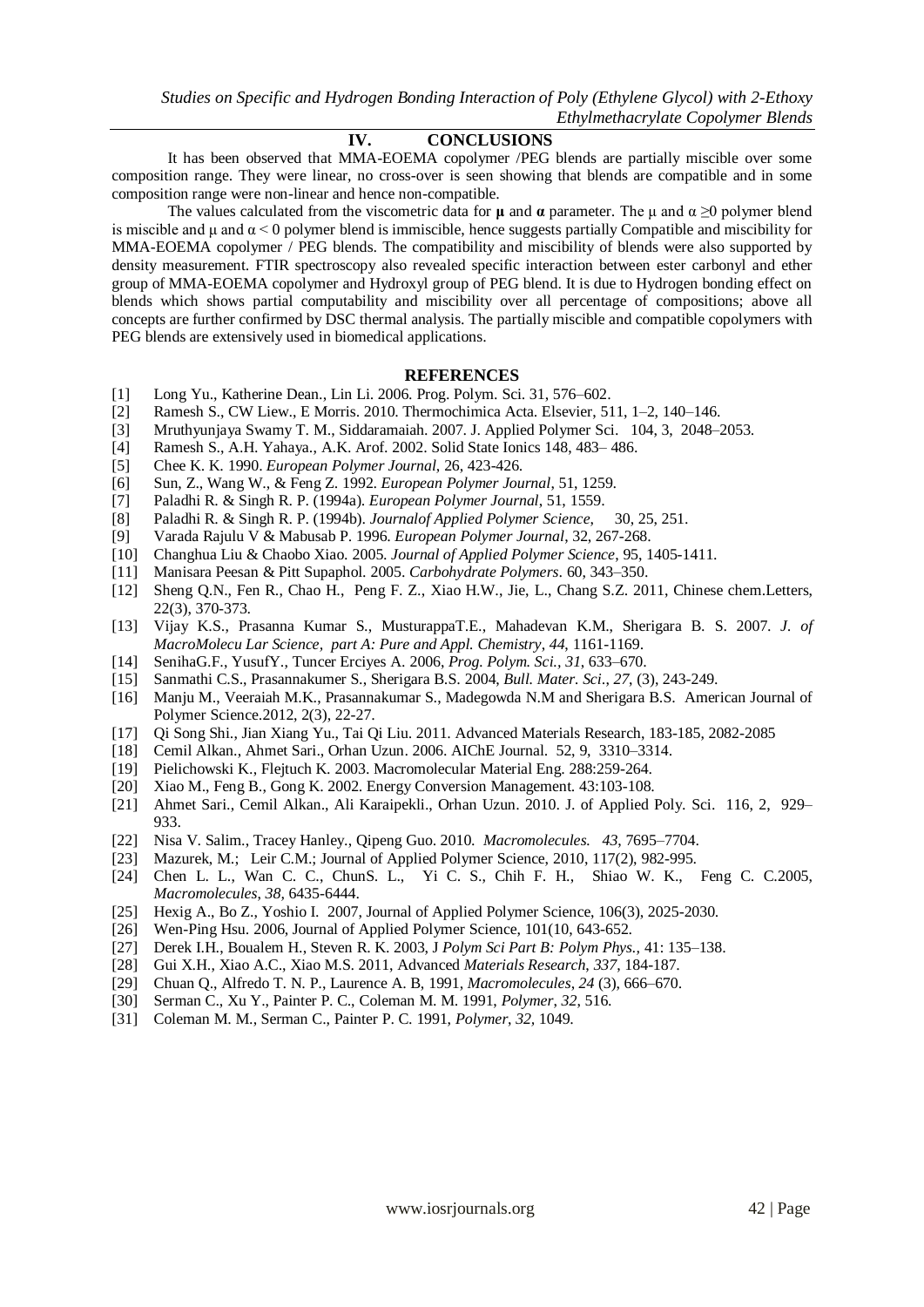## IV. CONCLUSIONS

It has been observed that MMA-EOEMA copolymer /PEG blends are partially miscible over some composition range. They were linear, no cross-over is seen showing that blends are compatible and in some composition range were non-linear and hence non-compatible.

The values calculated from the viscometric data for **μ** and **α** parameter. The μ and $\alpha \geq 0$ polymer blend is miscible and μ and $\alpha < 0$ polymer blend is immiscible, hence suggests partially Compatible and miscibility for MMA-EOEMA copolymer / PEG blends. The compatibility and miscibility of blends were also supported by density measurement. FTIR spectroscopy also revealed specific interaction between ester carbonyl and ether group of MMA-EOEMA copolymer and Hydroxyl group of PEG blend. It is due to Hydrogen bonding effect on blends which shows partial computability and miscibility over all percentage of compositions; above all concepts are further confirmed by DSC thermal analysis. The partially miscible and compatible copolymers with PEG blends are extensively used in biomedical applications.

## REFERENCES

[1] Long Yu., Katherine Dean., Lin Li. 2006. Prog. Polym. Sci. 31, 576–602.
[2] Ramesh S., CW Liew., E Morris. 2010. Thermochimica Acta. Elsevier, 511, 1–2, 140–146.
[3] Mruthyunjaya Swamy T. M., Siddaramaiah. 2007. J. Applied Polymer Sci. 104, 3, 2048–2053.
[4] Ramesh S., A.H. Yahaya., A.K. Arof. 2002. Solid State Ionics 148, 483– 486.
[5] Chee K. K. 1990. *European Polymer Journal*, 26, 423-426.
[6] Sun, Z., Wang W., & Feng Z. 1992. *European Polymer Journal*, 51, 1259.
[7] Paladhi R. & Singh R. P. (1994a). *European Polymer Journal*, 51, 1559.
[8] Paladhi R. & Singh R. P. (1994b). *Journalof Applied Polymer Science*, 30, 25, 251.
[9] Varada Rajulu V & Mabusab P. 1996. *European Polymer Journal*, 32, 267-268.
[10] Changhua Liu & Chaobo Xiao. 2005. *Journal of Applied Polymer Science*, 95, 1405-1411.
[11] Manisara Peesan & Pitt Supaphol. 2005. *Carbohydrate Polymers*. 60, 343–350.
[12] Sheng Q.N., Fen R., Chao H., Peng F. Z., Xiao H.W., Jie, L., Chang S.Z. 2011, Chinese chem.Letters, 22(3), 370-373.
[13] Vijay K.S., Prasanna Kumar S., MusturappaT.E., Mahadevan K.M., Sherigara B. S. 2007. *J. of MacroMolecu Lar Science*, *part A: Pure and Appl. Chemistry*, *44*, 1161-1169.
[14] SenihaG.F., YusufY., Tuncer Erciyes A. 2006, *Prog. Polym. Sci.*, *31*, 633–670.
[15] Sanmathi C.S., Prasannakumer S., Sherigara B.S. 2004, *Bull. Mater. Sci*., *27*, (3), 243-249.
[16] Manju M., Veeraiah M.K., Prasannakumar S., Madegowda N.M and Sherigara B.S. American Journal of Polymer Science.2012, 2(3), 22-27.
[17] Qi Song Shi., Jian Xiang Yu., Tai Qi Liu. 2011. Advanced Materials Research, 183-185, 2082-2085
[18] Cemil Alkan., Ahmet Sari., Orhan Uzun. 2006. AIChE Journal. 52, 9, 3310–3314.
[19] Pielichowski K., Flejtuch K. 2003. Macromolecular Material Eng. 288:259-264.
[20] Xiao M., Feng B., Gong K. 2002. Energy Conversion Management. 43:103-108.
[21] Ahmet Sari., Cemil Alkan., Ali Karaipekli., Orhan Uzun. 2010. J. of Applied Poly. Sci. 116, 2, 929–933.
[22] Nisa V. Salim., Tracey Hanley., Qipeng Guo. 2010. *Macromolecules. 43*, 7695–7704.
[23] Mazurek, M.; Leir C.M.; Journal of Applied Polymer Science, 2010, 117(2), 982-995.
[24] Chen L. L., Wan C. C., ChunS. L., Yi C. S., Chih F. H., Shiao W. K., Feng C. C.2005, *Macromolecules*, *38*, 6435-6444.
[25] Hexig A., Bo Z., Yoshio I. 2007, Journal of Applied Polymer Science, 106(3), 2025-2030.
[26] Wen-Ping Hsu. 2006, Journal of Applied Polymer Science, 101(10, 643-652.
[27] Derek I.H., Boualem H., Steven R. K. 2003, J *Polym Sci Part B: Polym Phys.,* 41: 135–138.
[28] Gui X.H., Xiao A.C., Xiao M.S. 2011, Advanced *Materials Research*, *337*, 184-187.
[29] Chuan Q., Alfredo T. N. P., Laurence A. B, 1991, *Macromolecules*, *24* (3), 666–670.
[30] Serman C., Xu Y., Painter P. C., Coleman M. M. 1991, *Polymer*, *32*, 516.
[31] Coleman M. M., Serman C., Painter P. C. 1991, *Polymer*, *32*, 1049.